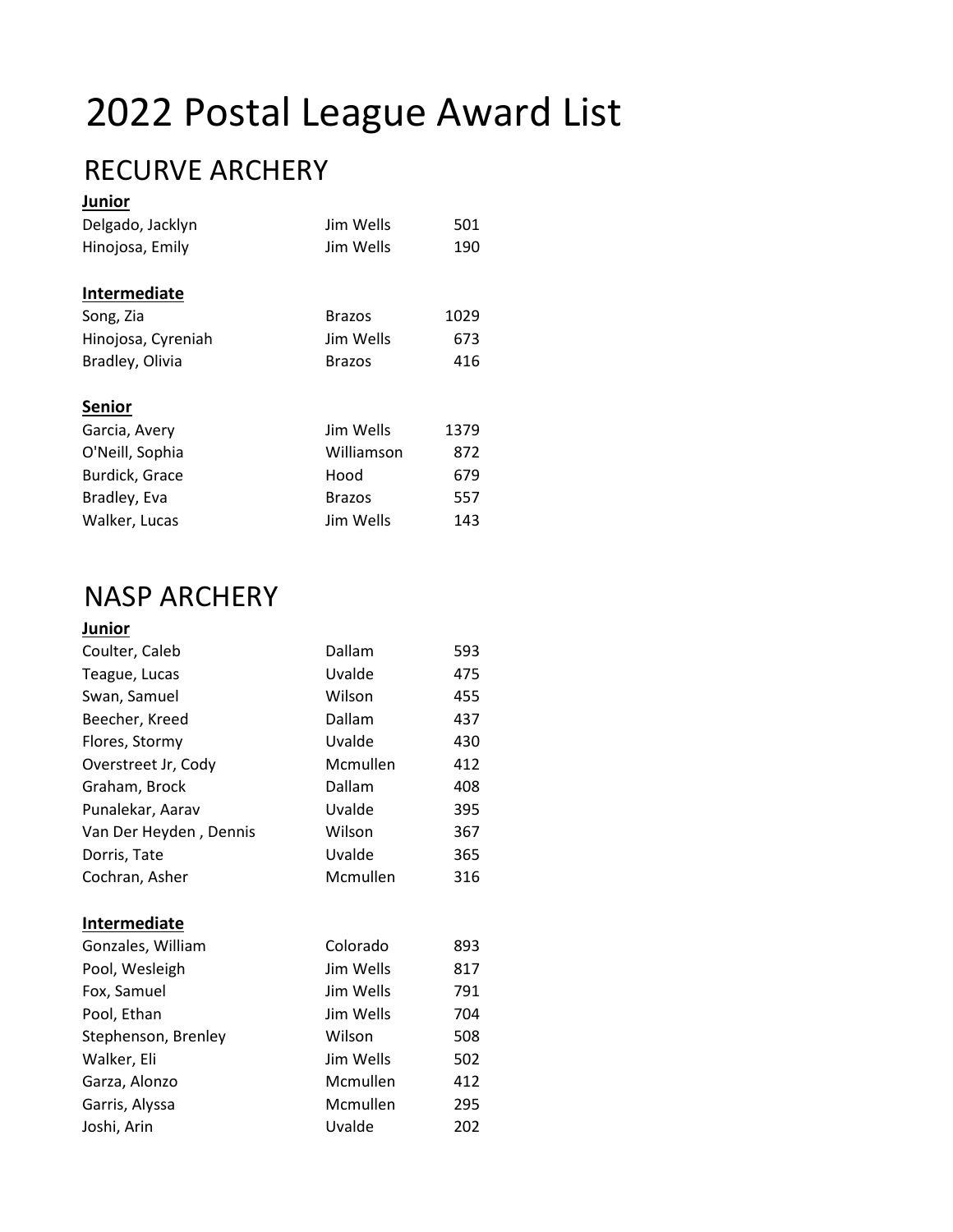# 2022 Postal League Award List

## RECURVE ARCHERY

**Junior**

| | | |
|---|---|---|
| Delgado, Jacklyn | Jim Wells | 501 |
| Hinojosa, Emily | Jim Wells | 190 |

**Intermediate**

| | | |
|---|---|---|
| Song, Zia | Brazos | 1029 |
| Hinojosa, Cyreniah | Jim Wells | 673 |
| Bradley, Olivia | Brazos | 416 |

**Senior**

| | | |
|---|---|---|
| Garcia, Avery | Jim Wells | 1379 |
| O'Neill, Sophia | Williamson | 872 |
| Burdick, Grace | Hood | 679 |
| Bradley, Eva | Brazos | 557 |
| Walker, Lucas | Jim Wells | 143 |

## NASP ARCHERY

**Junior**

| | | |
|---|---|---|
| Coulter, Caleb | Dallam | 593 |
| Teague, Lucas | Uvalde | 475 |
| Swan, Samuel | Wilson | 455 |
| Beecher, Kreed | Dallam | 437 |
| Flores, Stormy | Uvalde | 430 |
| Overstreet Jr, Cody | Mcmullen | 412 |
| Graham, Brock | Dallam | 408 |
| Punalekar, Aarav | Uvalde | 395 |
| Van Der Heyden , Dennis | Wilson | 367 |
| Dorris, Tate | Uvalde | 365 |
| Cochran, Asher | Mcmullen | 316 |

**Intermediate**

| | | |
|---|---|---|
| Gonzales, William | Colorado | 893 |
| Pool, Wesleigh | Jim Wells | 817 |
| Fox, Samuel | Jim Wells | 791 |
| Pool, Ethan | Jim Wells | 704 |
| Stephenson, Brenley | Wilson | 508 |
| Walker, Eli | Jim Wells | 502 |
| Garza, Alonzo | Mcmullen | 412 |
| Garris, Alyssa | Mcmullen | 295 |
| Joshi, Arin | Uvalde | 202 |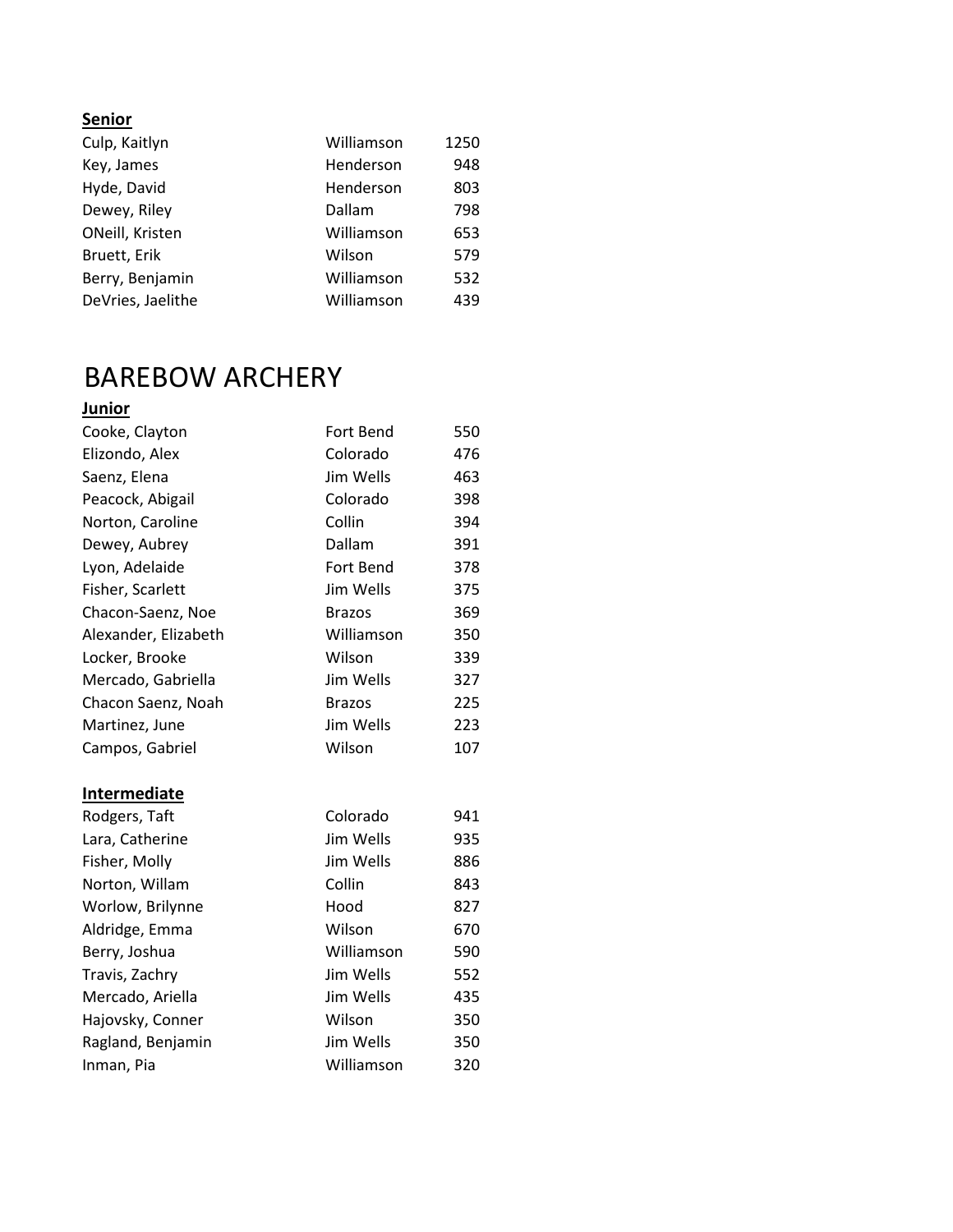**Senior**

| | | |
|---|---|---|
| Culp, Kaitlyn | Williamson | 1250 |
| Key, James | Henderson | 948 |
| Hyde, David | Henderson | 803 |
| Dewey, Riley | Dallam | 798 |
| ONeill, Kristen | Williamson | 653 |
| Bruett, Erik | Wilson | 579 |
| Berry, Benjamin | Williamson | 532 |
| DeVries, Jaelithe | Williamson | 439 |

# BAREBOW ARCHERY

**Junior**

| | | |
|---|---|---|
| Cooke, Clayton | Fort Bend | 550 |
| Elizondo, Alex | Colorado | 476 |
| Saenz, Elena | Jim Wells | 463 |
| Peacock, Abigail | Colorado | 398 |
| Norton, Caroline | Collin | 394 |
| Dewey, Aubrey | Dallam | 391 |
| Lyon, Adelaide | Fort Bend | 378 |
| Fisher, Scarlett | Jim Wells | 375 |
| Chacon-Saenz, Noe | Brazos | 369 |
| Alexander, Elizabeth | Williamson | 350 |
| Locker, Brooke | Wilson | 339 |
| Mercado, Gabriella | Jim Wells | 327 |
| Chacon Saenz, Noah | Brazos | 225 |
| Martinez, June | Jim Wells | 223 |
| Campos, Gabriel | Wilson | 107 |

**Intermediate**

| | | |
|---|---|---|
| Rodgers, Taft | Colorado | 941 |
| Lara, Catherine | Jim Wells | 935 |
| Fisher, Molly | Jim Wells | 886 |
| Norton, Willam | Collin | 843 |
| Worlow, Brilynne | Hood | 827 |
| Aldridge, Emma | Wilson | 670 |
| Berry, Joshua | Williamson | 590 |
| Travis, Zachry | Jim Wells | 552 |
| Mercado, Ariella | Jim Wells | 435 |
| Hajovsky, Conner | Wilson | 350 |
| Ragland, Benjamin | Jim Wells | 350 |
| Inman, Pia | Williamson | 320 |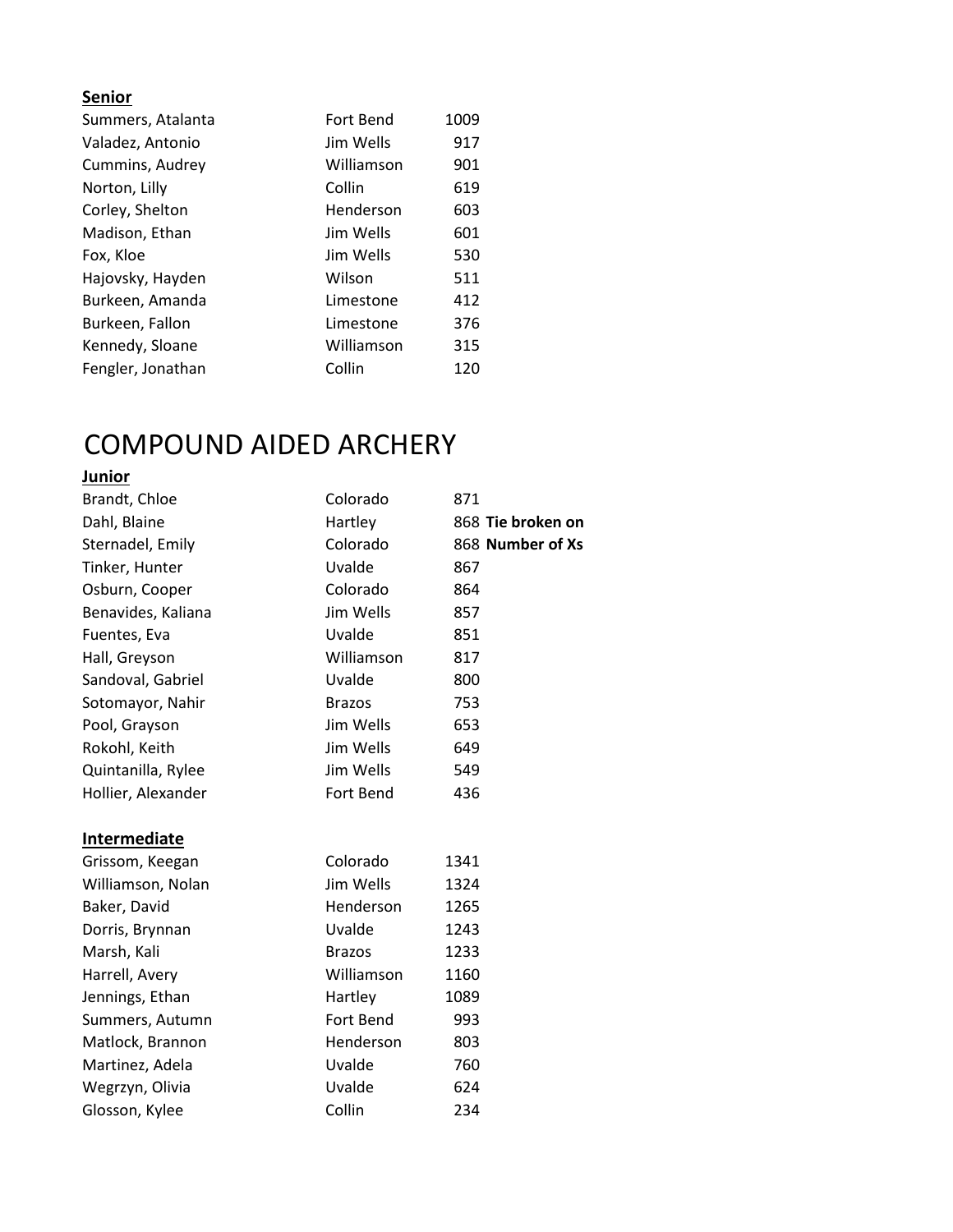**Senior**

| | | |
|---|---|---|
| Summers, Atalanta | Fort Bend | 1009 |
| Valadez, Antonio | Jim Wells | 917 |
| Cummins, Audrey | Williamson | 901 |
| Norton, Lilly | Collin | 619 |
| Corley, Shelton | Henderson | 603 |
| Madison, Ethan | Jim Wells | 601 |
| Fox, Kloe | Jim Wells | 530 |
| Hajovsky, Hayden | Wilson | 511 |
| Burkeen, Amanda | Limestone | 412 |
| Burkeen, Fallon | Limestone | 376 |
| Kennedy, Sloane | Williamson | 315 |
| Fengler, Jonathan | Collin | 120 |

# COMPOUND AIDED ARCHERY

**Junior**

| | | | |
|---|---|---|---|
| Brandt, Chloe | Colorado | 871 | |
| Dahl, Blaine | Hartley | 868 | **Tie broken on** |
| Sternadel, Emily | Colorado | 868 | **Number of Xs** |
| Tinker, Hunter | Uvalde | 867 | |
| Osburn, Cooper | Colorado | 864 | |
| Benavides, Kaliana | Jim Wells | 857 | |
| Fuentes, Eva | Uvalde | 851 | |
| Hall, Greyson | Williamson | 817 | |
| Sandoval, Gabriel | Uvalde | 800 | |
| Sotomayor, Nahir | Brazos | 753 | |
| Pool, Grayson | Jim Wells | 653 | |
| Rokohl, Keith | Jim Wells | 649 | |
| Quintanilla, Rylee | Jim Wells | 549 | |
| Hollier, Alexander | Fort Bend | 436 | |

**Intermediate**

| | | |
|---|---|---|
| Grissom, Keegan | Colorado | 1341 |
| Williamson, Nolan | Jim Wells | 1324 |
| Baker, David | Henderson | 1265 |
| Dorris, Brynnan | Uvalde | 1243 |
| Marsh, Kali | Brazos | 1233 |
| Harrell, Avery | Williamson | 1160 |
| Jennings, Ethan | Hartley | 1089 |
| Summers, Autumn | Fort Bend | 993 |
| Matlock, Brannon | Henderson | 803 |
| Martinez, Adela | Uvalde | 760 |
| Wegrzyn, Olivia | Uvalde | 624 |
| Glosson, Kylee | Collin | 234 |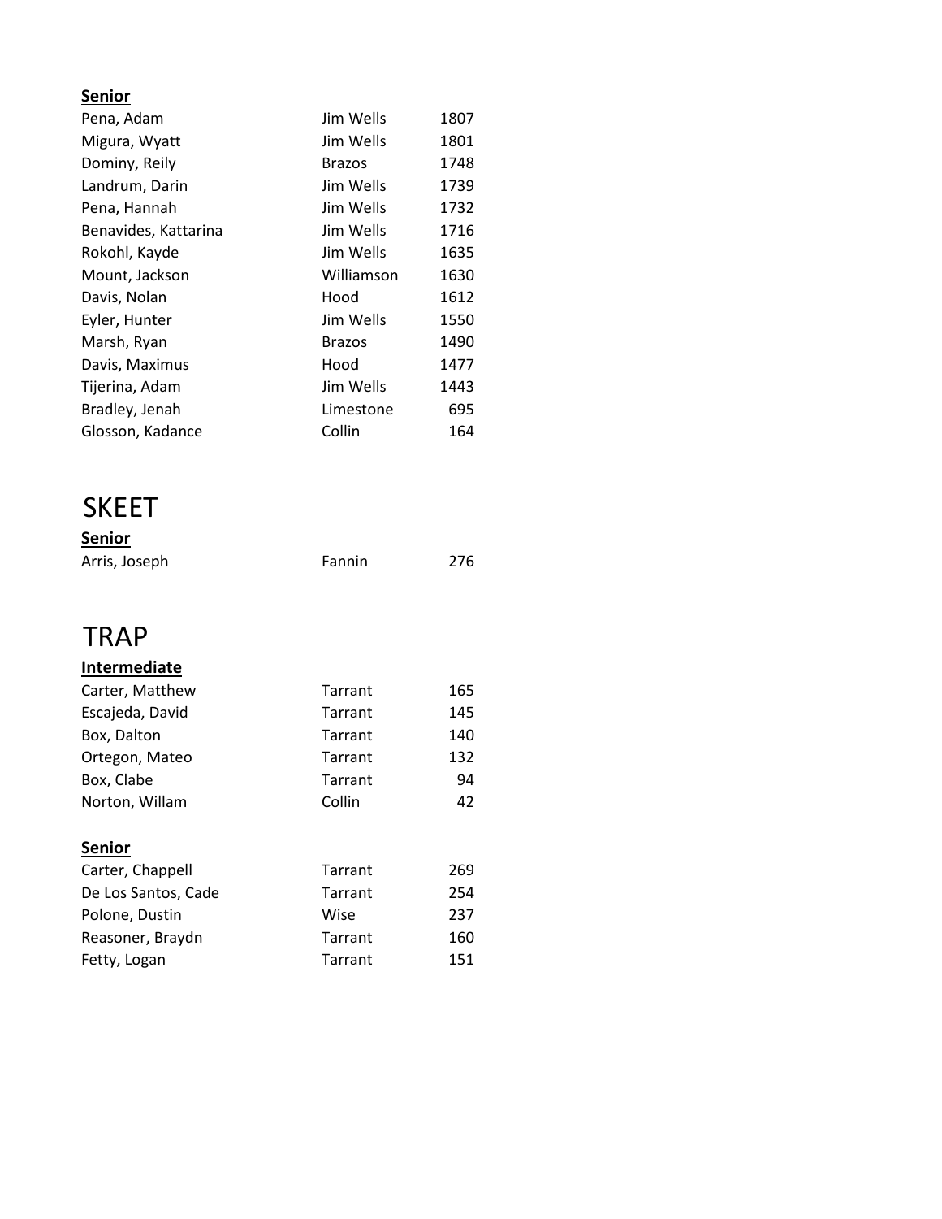**Senior**

| | | |
|---|---|---|
| Pena, Adam | Jim Wells | 1807 |
| Migura, Wyatt | Jim Wells | 1801 |
| Dominy, Reily | Brazos | 1748 |
| Landrum, Darin | Jim Wells | 1739 |
| Pena, Hannah | Jim Wells | 1732 |
| Benavides, Kattarina | Jim Wells | 1716 |
| Rokohl, Kayde | Jim Wells | 1635 |
| Mount, Jackson | Williamson | 1630 |
| Davis, Nolan | Hood | 1612 |
| Eyler, Hunter | Jim Wells | 1550 |
| Marsh, Ryan | Brazos | 1490 |
| Davis, Maximus | Hood | 1477 |
| Tijerina, Adam | Jim Wells | 1443 |
| Bradley, Jenah | Limestone | 695 |
| Glosson, Kadance | Collin | 164 |

# SKEET

**Senior**

| | | |
|---|---|---|
| Arris, Joseph | Fannin | 276 |

# TRAP

**Intermediate**

| | | |
|---|---|---|
| Carter, Matthew | Tarrant | 165 |
| Escajeda, David | Tarrant | 145 |
| Box, Dalton | Tarrant | 140 |
| Ortegon, Mateo | Tarrant | 132 |
| Box, Clabe | Tarrant | 94 |
| Norton, Willam | Collin | 42 |

**Senior**

| | | |
|---|---|---|
| Carter, Chappell | Tarrant | 269 |
| De Los Santos, Cade | Tarrant | 254 |
| Polone, Dustin | Wise | 237 |
| Reasoner, Braydn | Tarrant | 160 |
| Fetty, Logan | Tarrant | 151 |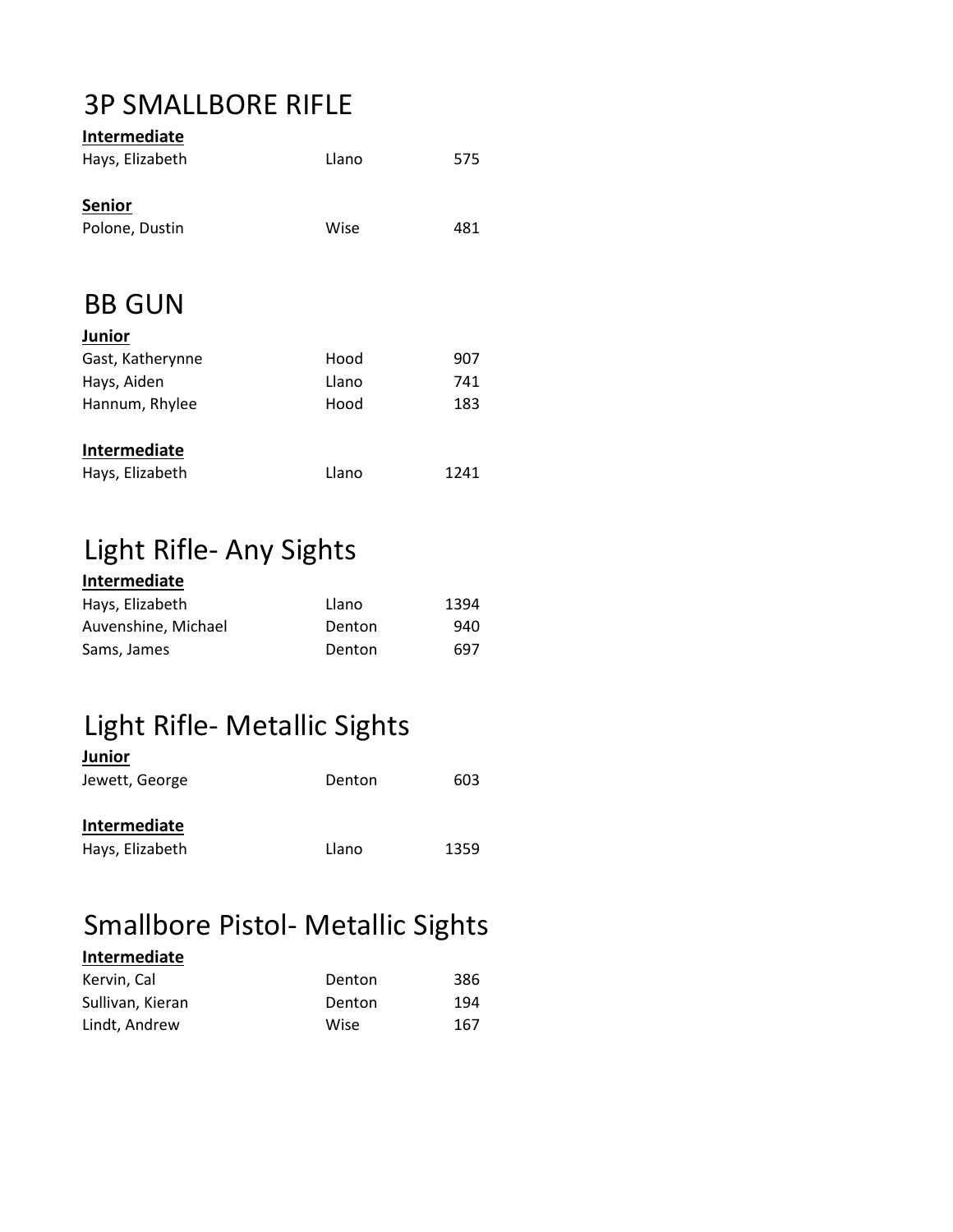# 3P SMALLBORE RIFLE

**Intermediate**

| | | |
|---|---|---|
| Hays, Elizabeth | Llano | 575 |

**Senior**

| | | |
|---|---|---|
| Polone, Dustin | Wise | 481 |

# BB GUN

**Junior**

| | | |
|---|---|---|
| Gast, Katherynne | Hood | 907 |
| Hays, Aiden | Llano | 741 |
| Hannum, Rhylee | Hood | 183 |

**Intermediate**

| | | |
|---|---|---|
| Hays, Elizabeth | Llano | 1241 |

# Light Rifle- Any Sights

**Intermediate**

| | | |
|---|---|---|
| Hays, Elizabeth | Llano | 1394 |
| Auvenshine, Michael | Denton | 940 |
| Sams, James | Denton | 697 |

# Light Rifle- Metallic Sights

**Junior**

| | | |
|---|---|---|
| Jewett, George | Denton | 603 |

**Intermediate**

| | | |
|---|---|---|
| Hays, Elizabeth | Llano | 1359 |

# Smallbore Pistol- Metallic Sights

**Intermediate**

| | | |
|---|---|---|
| Kervin, Cal | Denton | 386 |
| Sullivan, Kieran | Denton | 194 |
| Lindt, Andrew | Wise | 167 |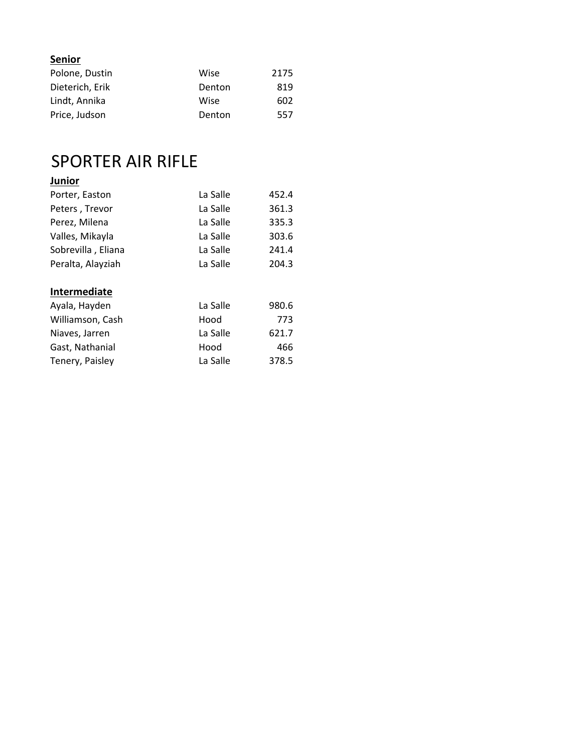**Senior**

| | | |
|---|---|---|
| Polone, Dustin | Wise | 2175 |
| Dieterich, Erik | Denton | 819 |
| Lindt, Annika | Wise | 602 |
| Price, Judson | Denton | 557 |

# SPORTER AIR RIFLE

**Junior**

| | | |
|---|---|---|
| Porter, Easton | La Salle | 452.4 |
| Peters , Trevor | La Salle | 361.3 |
| Perez, Milena | La Salle | 335.3 |
| Valles, Mikayla | La Salle | 303.6 |
| Sobrevilla , Eliana | La Salle | 241.4 |
| Peralta, Alayziah | La Salle | 204.3 |

**Intermediate**

| | | |
|---|---|---|
| Ayala, Hayden | La Salle | 980.6 |
| Williamson, Cash | Hood | 773 |
| Niaves, Jarren | La Salle | 621.7 |
| Gast, Nathanial | Hood | 466 |
| Tenery, Paisley | La Salle | 378.5 |